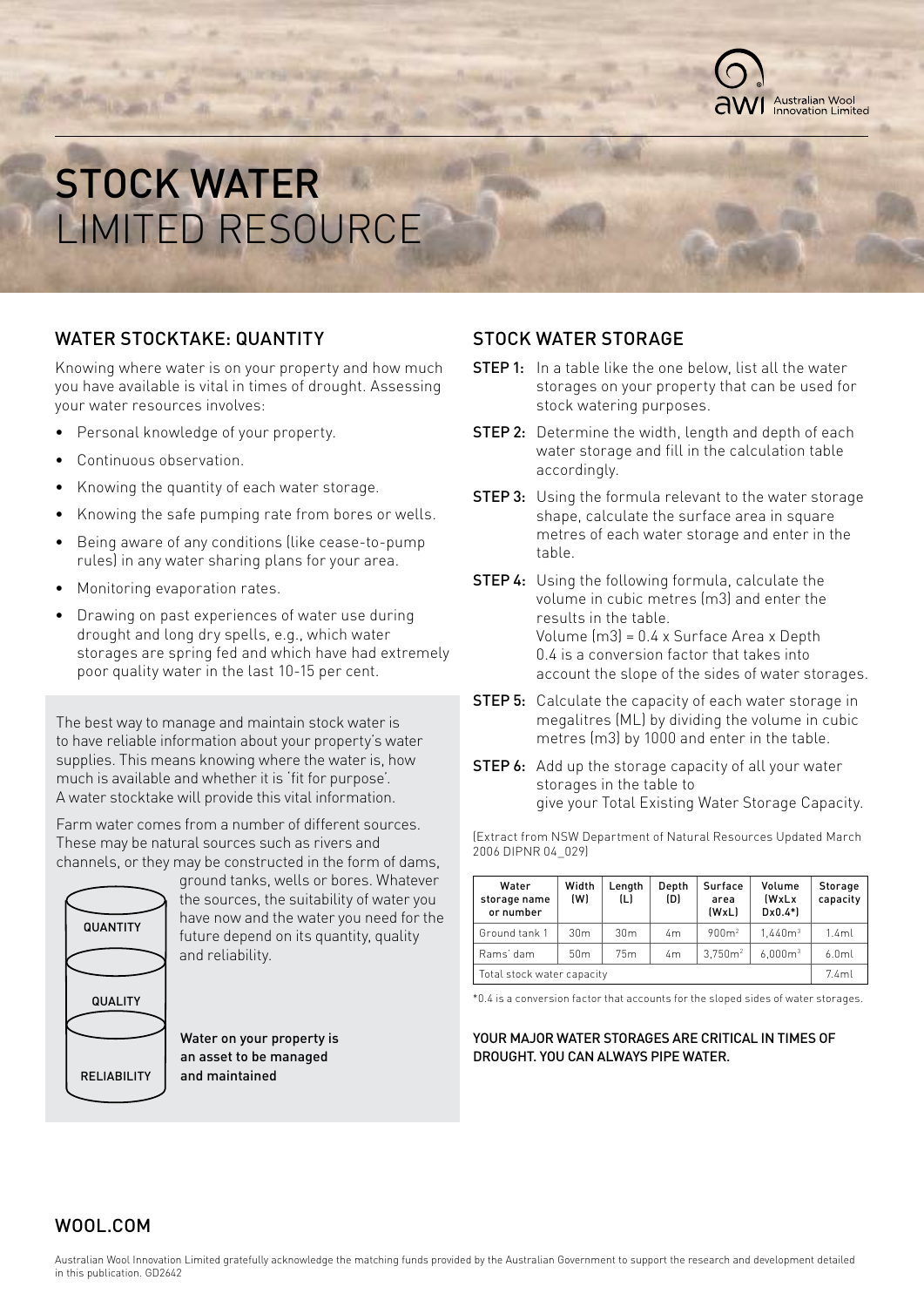# STOCK WATER LIMITED RESOURCE

## WATER STOCKTAKE: QUANTITY

Knowing where water is on your property and how much you have available is vital in times of drought. Assessing your water resources involves:

- Personal knowledge of your property.
- Continuous observation.
- Knowing the quantity of each water storage.
- Knowing the safe pumping rate from bores or wells.
- Being aware of any conditions (like cease-to-pump rules) in any water sharing plans for your area.
- Monitoring evaporation rates.
- Drawing on past experiences of water use during drought and long dry spells, e.g., which water storages are spring fed and which have had extremely poor quality water in the last 10-15 per cent.

The best way to manage and maintain stock water is to have reliable information about your property's water supplies. This means knowing where the water is, how much is available and whether it is 'fit for purpose'. A water stocktake will provide this vital information.

Farm water comes from a number of different sources. These may be natural sources such as rivers and channels, or they may be constructed in the form of dams, ground tanks, wells or bores. Whatever the sources, the suitability of water you have now and the water you need for the future depend on its quantity, quality and reliability.

QUANTITY

QUALITY

RELIABILITY

**Water on your property is an asset to be managed and maintained**

## STOCK WATER STORAGE

**STEP 1:** In a table like the one below, list all the water storages on your property that can be used for stock watering purposes.

**STEP 2:** Determine the width, length and depth of each water storage and fill in the calculation table accordingly.

**STEP 3:** Using the formula relevant to the water storage shape, calculate the surface area in square metres of each water storage and enter in the table.

**STEP 4:** Using the following formula, calculate the volume in cubic metres (m3) and enter the results in the table.
Volume (m3) = 0.4 x Surface Area x Depth
0.4 is a conversion factor that takes into account the slope of the sides of water storages.

**STEP 5:** Calculate the capacity of each water storage in megalitres (ML) by dividing the volume in cubic metres (m3) by 1000 and enter in the table.

**STEP 6:** Add up the storage capacity of all your water storages in the table to give your Total Existing Water Storage Capacity.

(Extract from NSW Department of Natural Resources Updated March 2006 DIPNR 04_029)

| Water storage name or number | Width (W) | Length (L) | Depth (D) | Surface area (WxL) | Volume (WxLx Dx0.4*) | Storage capacity |
|---|---|---|---|---|---|---|
| Ground tank 1 | 30m | 30m | 4m | 900m$^2$ | 1,440m$^3$ | 1.4ml |
| Rams' dam | 50m | 75m | 4m | 3,750m$^2$ | 6,000m$^3$ | 6.0ml |
| Total stock water capacity | | | | | | 7.4ml |

*0.4 is a conversion factor that accounts for the sloped sides of water storages.

YOUR MAJOR WATER STORAGES ARE CRITICAL IN TIMES OF DROUGHT. YOU CAN ALWAYS PIPE WATER.

WOOL.COM

Australian Wool Innovation Limited gratefully acknowledge the matching funds provided by the Australian Government to support the research and development detailed in this publication. GD2642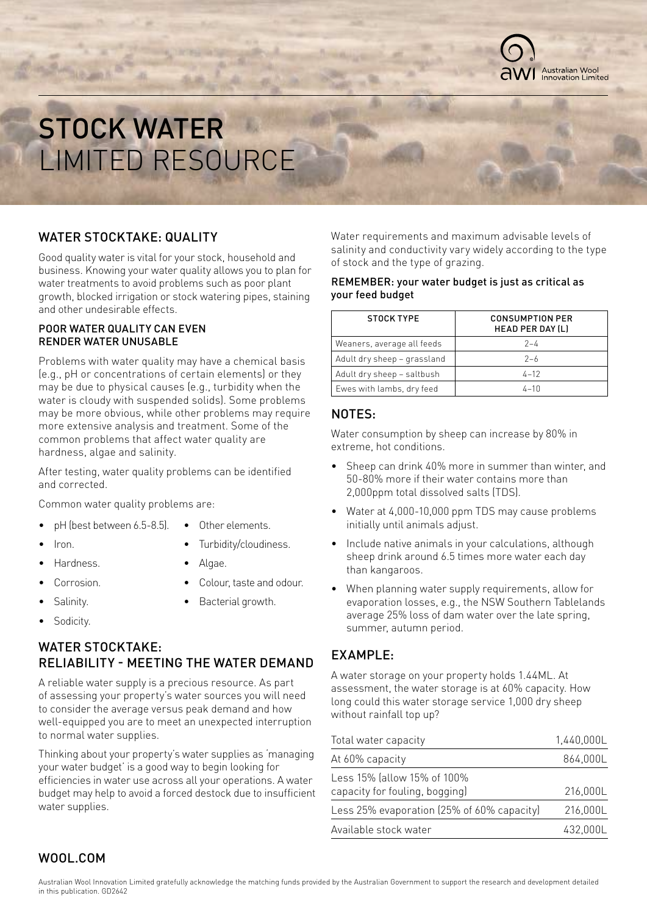# STOCK WATER
# LIMITED RESOURCE

## WATER STOCKTAKE: QUALITY

Good quality water is vital for your stock, household and business. Knowing your water quality allows you to plan for water treatments to avoid problems such as poor plant growth, blocked irrigation or stock watering pipes, staining and other undesirable effects.

### POOR WATER QUALITY CAN EVEN RENDER WATER UNUSABLE

Problems with water quality may have a chemical basis (e.g., pH or concentrations of certain elements) or they may be due to physical causes (e.g., turbidity when the water is cloudy with suspended solids). Some problems may be more obvious, while other problems may require more extensive analysis and treatment. Some of the common problems that affect water quality are hardness, algae and salinity.

After testing, water quality problems can be identified and corrected.

Common water quality problems are:

- pH (best between 6.5-8.5).
- Iron.
- Hardness.
- Corrosion.
- Salinity.
- Sodicity.
- Other elements.
- Turbidity/cloudiness.
- Algae.
- Colour, taste and odour.
- Bacterial growth.

## WATER STOCKTAKE: RELIABILITY - MEETING THE WATER DEMAND

A reliable water supply is a precious resource. As part of assessing your property's water sources you will need to consider the average versus peak demand and how well-equipped you are to meet an unexpected interruption to normal water supplies.

Thinking about your property's water supplies as 'managing your water budget' is a good way to begin looking for efficiencies in water use across all your operations. A water budget may help to avoid a forced destock due to insufficient water supplies.

Water requirements and maximum advisable levels of salinity and conductivity vary widely according to the type of stock and the type of grazing.

**REMEMBER: your water budget is just as critical as your feed budget**

| STOCK TYPE | CONSUMPTION PER HEAD PER DAY (L) |
| --- | --- |
| Weaners, average all feeds | 2–4 |
| Adult dry sheep – grassland | 2–6 |
| Adult dry sheep – saltbush | 4–12 |
| Ewes with lambs, dry feed | 4–10 |

## NOTES:

Water consumption by sheep can increase by 80% in extreme, hot conditions.

- Sheep can drink 40% more in summer than winter, and 50-80% more if their water contains more than 2,000ppm total dissolved salts (TDS).
- Water at 4,000-10,000 ppm TDS may cause problems initially until animals adjust.
- Include native animals in your calculations, although sheep drink around 6.5 times more water each day than kangaroos.
- When planning water supply requirements, allow for evaporation losses, e.g., the NSW Southern Tablelands average 25% loss of dam water over the late spring, summer, autumn period.

## EXAMPLE:

A water storage on your property holds 1.44ML. At assessment, the water storage is at 60% capacity. How long could this water storage service 1,000 dry sheep without rainfall top up?

| | |
| --- | --- |
| Total water capacity | 1,440,000L |
| At 60% capacity | 864,000L |
| Less 15% (allow 15% of 100% capacity for fouling, bogging) | 216,000L |
| Less 25% evaporation (25% of 60% capacity) | 216,000L |
| Available stock water | 432,000L |

## WOOL.COM

Australian Wool Innovation Limited gratefully acknowledge the matching funds provided by the Australian Government to support the research and development detailed in this publication. GD2642